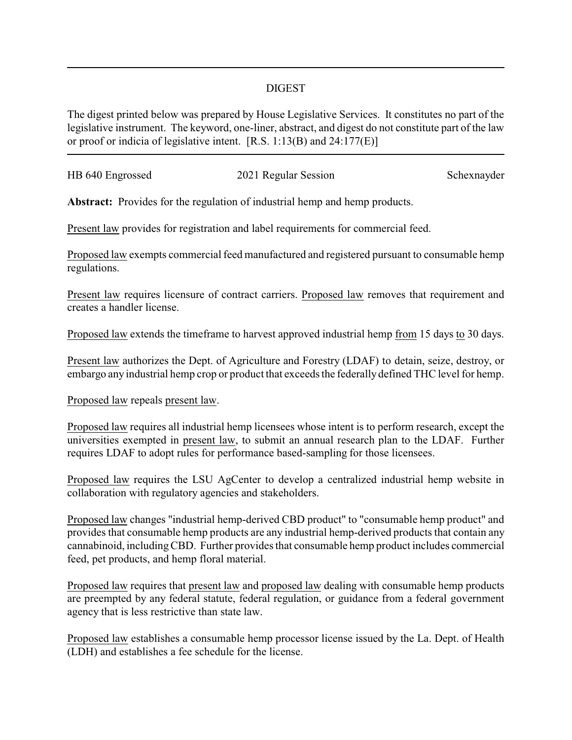## DIGEST

The digest printed below was prepared by House Legislative Services. It constitutes no part of the legislative instrument. The keyword, one-liner, abstract, and digest do not constitute part of the law or proof or indicia of legislative intent. [R.S. 1:13(B) and 24:177(E)]

HB 640 Engrossed | 2021 Regular Session | Schexnayder

**Abstract:** Provides for the regulation of industrial hemp and hemp products.

Present law provides for registration and label requirements for commercial feed.

Proposed law exempts commercial feed manufactured and registered pursuant to consumable hemp regulations.

Present law requires licensure of contract carriers. Proposed law removes that requirement and creates a handler license.

Proposed law extends the timeframe to harvest approved industrial hemp from 15 days to 30 days.

Present law authorizes the Dept. of Agriculture and Forestry (LDAF) to detain, seize, destroy, or embargo any industrial hemp crop or product that exceeds the federally defined THC level for hemp.

Proposed law repeals present law.

Proposed law requires all industrial hemp licensees whose intent is to perform research, except the universities exempted in present law, to submit an annual research plan to the LDAF. Further requires LDAF to adopt rules for performance based-sampling for those licensees.

Proposed law requires the LSU AgCenter to develop a centralized industrial hemp website in collaboration with regulatory agencies and stakeholders.

Proposed law changes "industrial hemp-derived CBD product" to "consumable hemp product" and provides that consumable hemp products are any industrial hemp-derived products that contain any cannabinoid, including CBD. Further provides that consumable hemp product includes commercial feed, pet products, and hemp floral material.

Proposed law requires that present law and proposed law dealing with consumable hemp products are preempted by any federal statute, federal regulation, or guidance from a federal government agency that is less restrictive than state law.

Proposed law establishes a consumable hemp processor license issued by the La. Dept. of Health (LDH) and establishes a fee schedule for the license.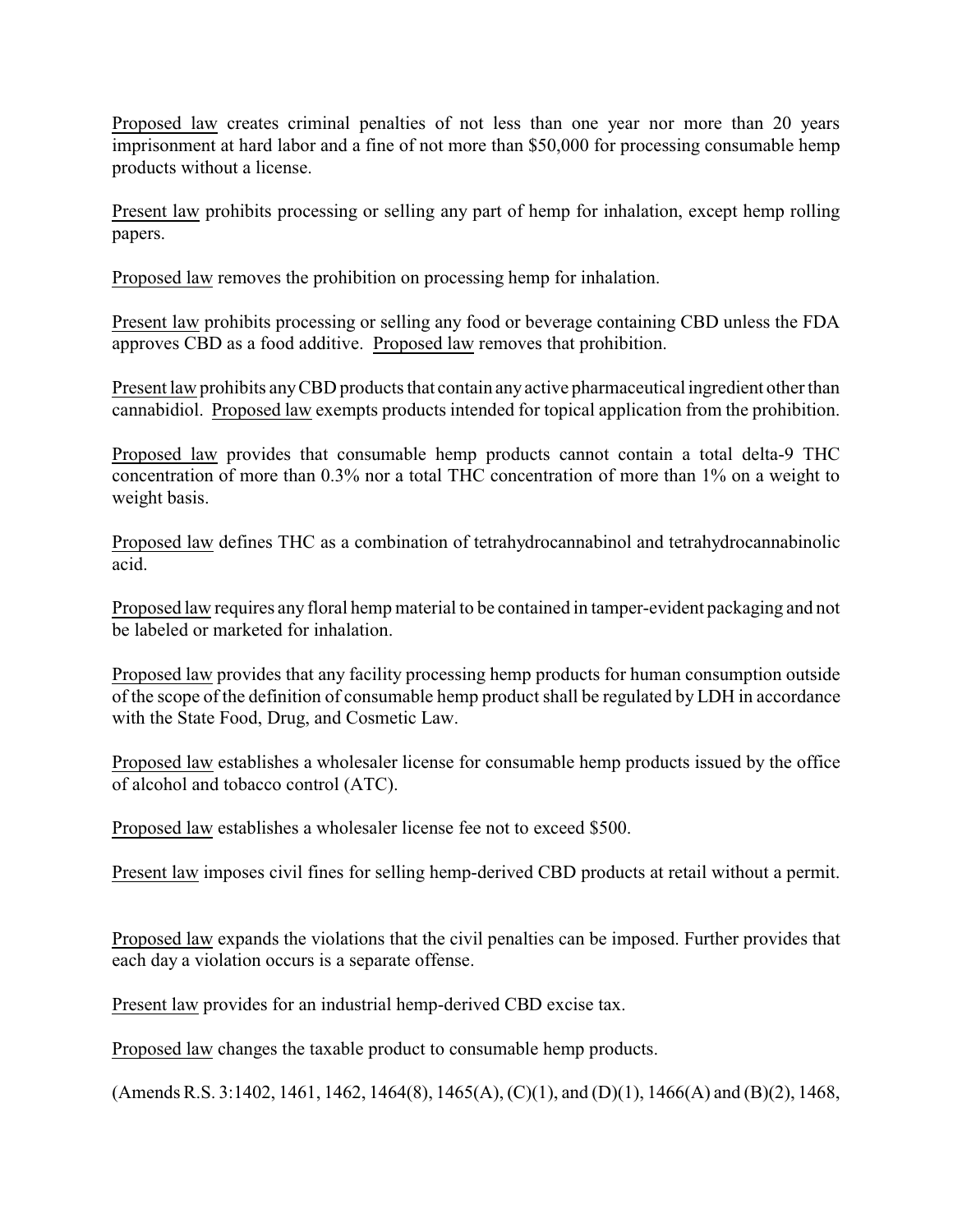Proposed law creates criminal penalties of not less than one year nor more than 20 years imprisonment at hard labor and a fine of not more than $50,000 for processing consumable hemp products without a license.

Present law prohibits processing or selling any part of hemp for inhalation, except hemp rolling papers.

Proposed law removes the prohibition on processing hemp for inhalation.

Present law prohibits processing or selling any food or beverage containing CBD unless the FDA approves CBD as a food additive. Proposed law removes that prohibition.

Present law prohibits any CBD products that contain any active pharmaceutical ingredient other than cannabidiol. Proposed law exempts products intended for topical application from the prohibition.

Proposed law provides that consumable hemp products cannot contain a total delta-9 THC concentration of more than 0.3% nor a total THC concentration of more than 1% on a weight to weight basis.

Proposed law defines THC as a combination of tetrahydrocannabinol and tetrahydrocannabinolic acid.

Proposed law requires any floral hemp material to be contained in tamper-evident packaging and not be labeled or marketed for inhalation.

Proposed law provides that any facility processing hemp products for human consumption outside of the scope of the definition of consumable hemp product shall be regulated by LDH in accordance with the State Food, Drug, and Cosmetic Law.

Proposed law establishes a wholesaler license for consumable hemp products issued by the office of alcohol and tobacco control (ATC).

Proposed law establishes a wholesaler license fee not to exceed $500.

Present law imposes civil fines for selling hemp-derived CBD products at retail without a permit.

Proposed law expands the violations that the civil penalties can be imposed. Further provides that each day a violation occurs is a separate offense.

Present law provides for an industrial hemp-derived CBD excise tax.

Proposed law changes the taxable product to consumable hemp products.

(Amends R.S. 3:1402, 1461, 1462, 1464(8), 1465(A), (C)(1), and (D)(1), 1466(A) and (B)(2), 1468,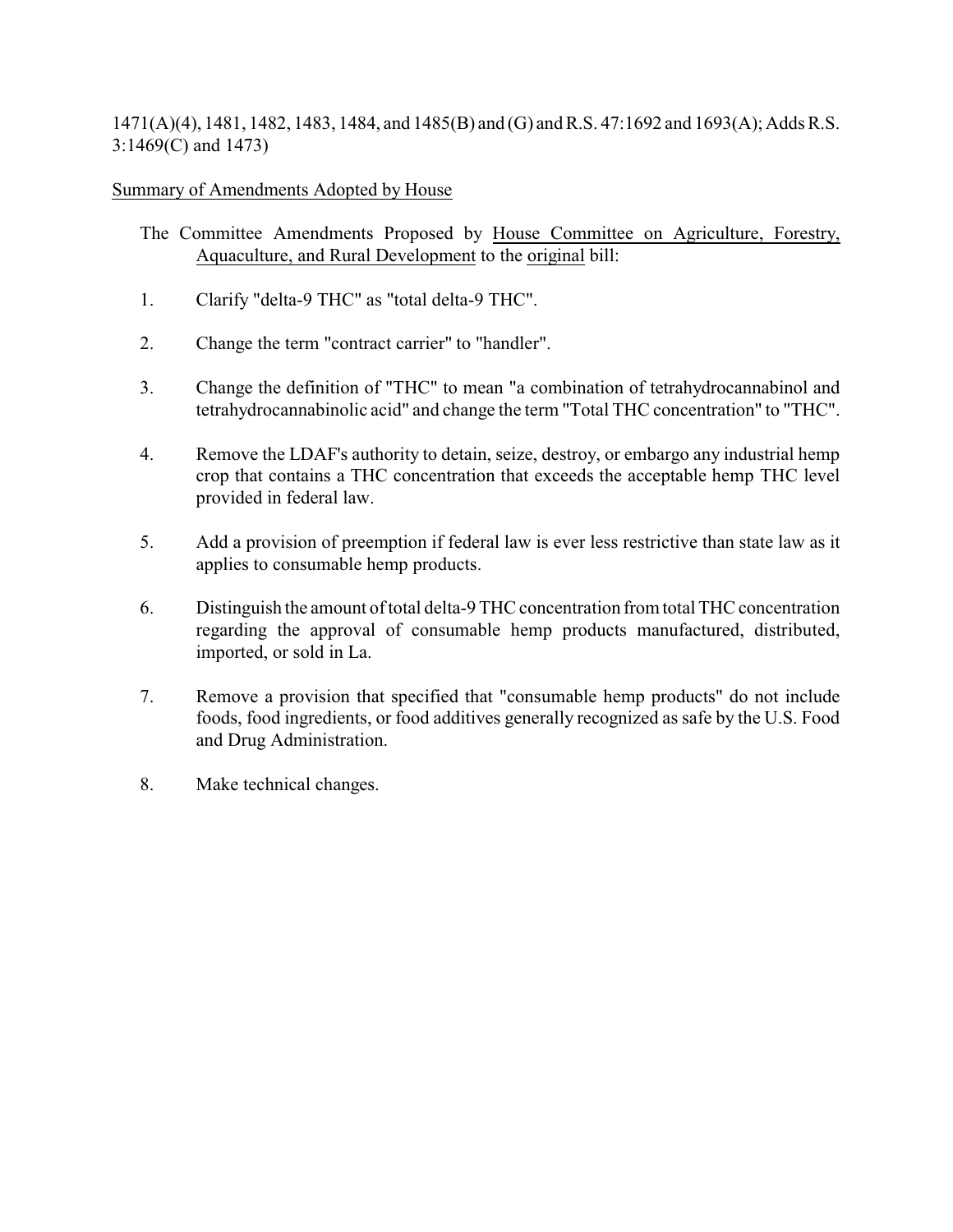1471(A)(4), 1481, 1482, 1483, 1484, and 1485(B) and (G) and R.S. 47:1692 and 1693(A); Adds R.S. 3:1469(C) and 1473)

Summary of Amendments Adopted by House

The Committee Amendments Proposed by House Committee on Agriculture, Forestry, Aquaculture, and Rural Development to the original bill:

1. Clarify "delta-9 THC" as "total delta-9 THC".

2. Change the term "contract carrier" to "handler".

3. Change the definition of "THC" to mean "a combination of tetrahydrocannabinol and tetrahydrocannabinolic acid" and change the term "Total THC concentration" to "THC".

4. Remove the LDAF's authority to detain, seize, destroy, or embargo any industrial hemp crop that contains a THC concentration that exceeds the acceptable hemp THC level provided in federal law.

5. Add a provision of preemption if federal law is ever less restrictive than state law as it applies to consumable hemp products.

6. Distinguish the amount of total delta-9 THC concentration from total THC concentration regarding the approval of consumable hemp products manufactured, distributed, imported, or sold in La.

7. Remove a provision that specified that "consumable hemp products" do not include foods, food ingredients, or food additives generally recognized as safe by the U.S. Food and Drug Administration.

8. Make technical changes.